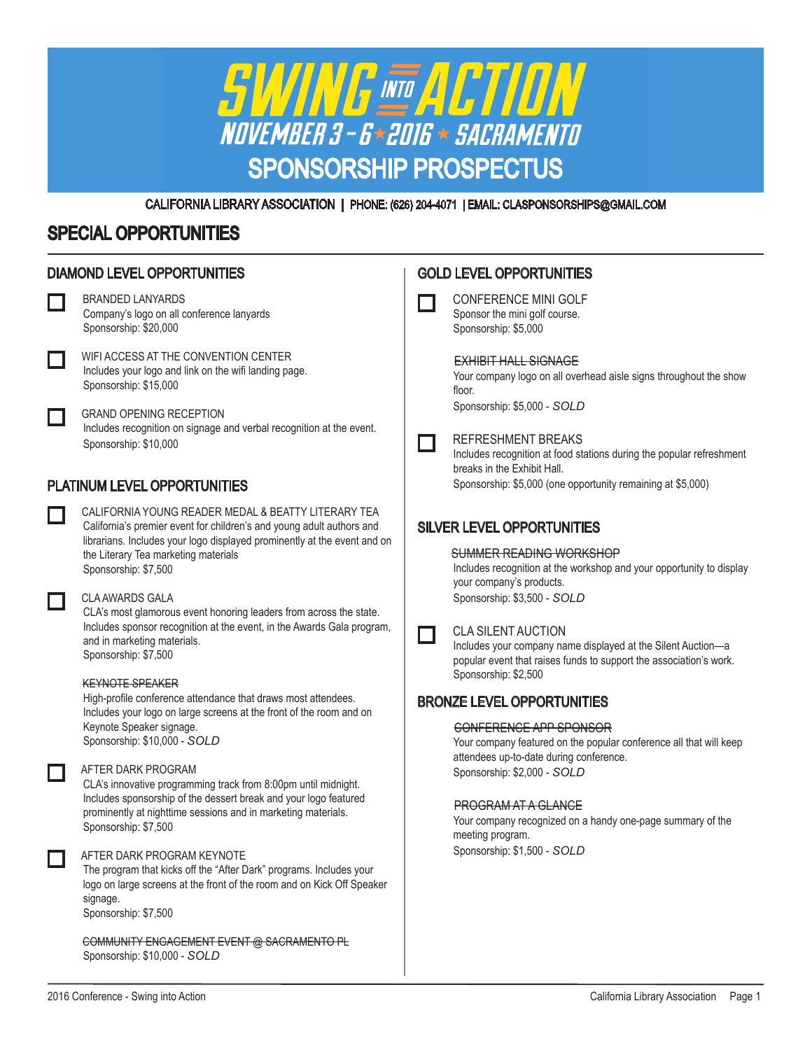# SWING INTO ACTION

## NOVEMBER 3 – 6 ★ 2016 ★ SACRAMENTO

## SPONSORSHIP PROSPECTUS

CALIFORNIA LIBRARY ASSOCIATION | PHONE: (626) 204-4071 | EMAIL: CLASPONSORSHIPS@GMAIL.COM

## SPECIAL OPPORTUNITIES

### DIAMOND LEVEL OPPORTUNITIES

☐ BRANDED LANYARDS
Company's logo on all conference lanyards
Sponsorship: $20,000

☐ WIFI ACCESS AT THE CONVENTION CENTER
Includes your logo and link on the wifi landing page.
Sponsorship: $15,000

☐ GRAND OPENING RECEPTION
Includes recognition on signage and verbal recognition at the event.
Sponsorship: $10,000

### PLATINUM LEVEL OPPORTUNITIES

☐ CALIFORNIA YOUNG READER MEDAL & BEATTY LITERARY TEA
California's premier event for children's and young adult authors and librarians. Includes your logo displayed prominently at the event and on the Literary Tea marketing materials
Sponsorship: $7,500

☐ CLA AWARDS GALA
CLA's most glamorous event honoring leaders from across the state. Includes sponsor recognition at the event, in the Awards Gala program, and in marketing materials.
Sponsorship: $7,500

~~KEYNOTE SPEAKER~~
High-profile conference attendance that draws most attendees. Includes your logo on large screens at the front of the room and on Keynote Speaker signage.
Sponsorship: $10,000 - *SOLD*

☐ AFTER DARK PROGRAM
CLA's innovative programming track from 8:00pm until midnight. Includes sponsorship of the dessert break and your logo featured prominently at nighttime sessions and in marketing materials.
Sponsorship: $7,500

☐ AFTER DARK PROGRAM KEYNOTE
The program that kicks off the "After Dark" programs. Includes your logo on large screens at the front of the room and on Kick Off Speaker signage.
Sponsorship: $7,500

~~COMMUNITY ENGAGEMENT EVENT @ SACRAMENTO PL~~
Sponsorship: $10,000 - *SOLD*

### GOLD LEVEL OPPORTUNITIES

☐ CONFERENCE MINI GOLF
Sponsor the mini golf course.
Sponsorship: $5,000

~~EXHIBIT HALL SIGNAGE~~
Your company logo on all overhead aisle signs throughout the show floor.
Sponsorship: $5,000 - *SOLD*

☐ REFRESHMENT BREAKS
Includes recognition at food stations during the popular refreshment breaks in the Exhibit Hall.
Sponsorship: $5,000 (one opportunity remaining at $5,000)

### SILVER LEVEL OPPORTUNITIES

~~SUMMER READING WORKSHOP~~
Includes recognition at the workshop and your opportunity to display your company's products.
Sponsorship: $3,500 - *SOLD*

☐ CLA SILENT AUCTION
Includes your company name displayed at the Silent Auction—a popular event that raises funds to support the association's work.
Sponsorship: $2,500

### BRONZE LEVEL OPPORTUNITIES

~~CONFERENCE APP SPONSOR~~
Your company featured on the popular conference all that will keep attendees up-to-date during conference.
Sponsorship: $2,000 - *SOLD*

~~PROGRAM AT A GLANCE~~
Your company recognized on a handy one-page summary of the meeting program.
Sponsorship: $1,500 - *SOLD*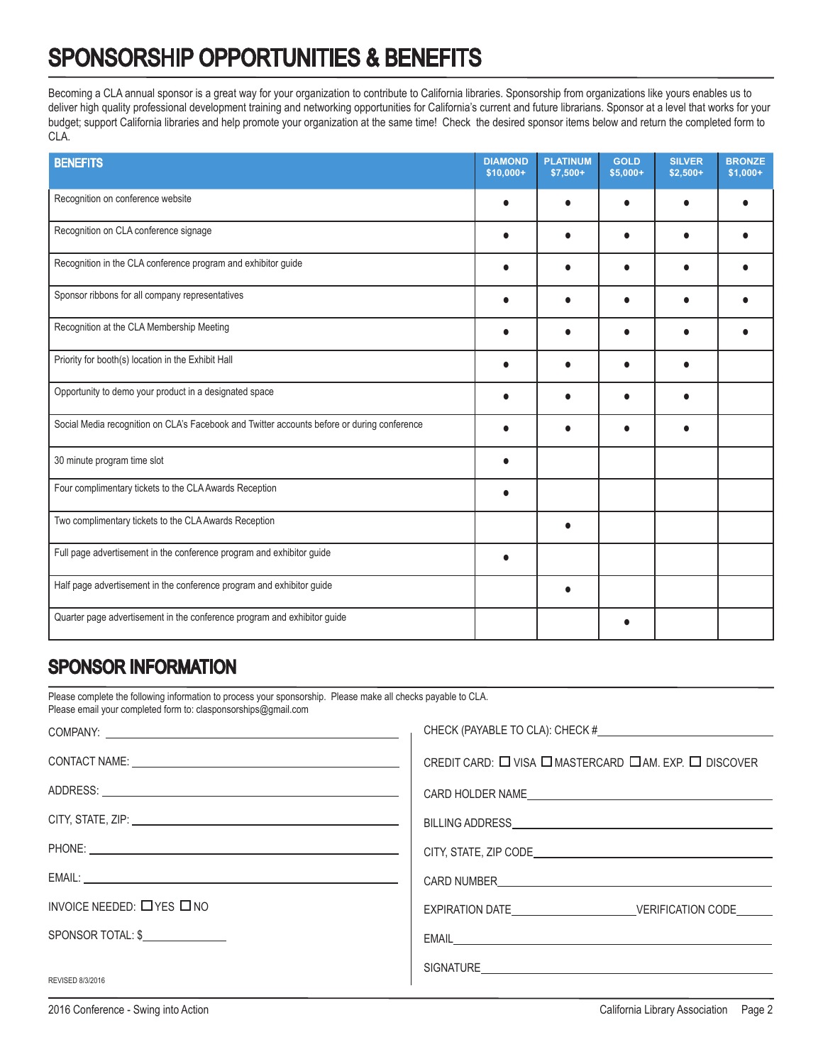# SPONSORSHIP OPPORTUNITIES & BENEFITS

Becoming a CLA annual sponsor is a great way for your organization to contribute to California libraries. Sponsorship from organizations like yours enables us to deliver high quality professional development training and networking opportunities for California's current and future librarians. Sponsor at a level that works for your budget; support California libraries and help promote your organization at the same time! Check the desired sponsor items below and return the completed form to CLA.

| BENEFITS | DIAMOND $10,000+ | PLATINUM $7,500+ | GOLD $5,000+ | SILVER $2,500+ | BRONZE $1,000+ |
|---|---|---|---|---|---|
| Recognition on conference website | • | • | • | • | • |
| Recognition on CLA conference signage | • | • | • | • | • |
| Recognition in the CLA conference program and exhibitor guide | • | • | • | • | • |
| Sponsor ribbons for all company representatives | • | • | • | • | • |
| Recognition at the CLA Membership Meeting | • | • | • | • | • |
| Priority for booth(s) location in the Exhibit Hall | • | • | • | • | |
| Opportunity to demo your product in a designated space | • | • | • | • | |
| Social Media recognition on CLA's Facebook and Twitter accounts before or during conference | • | • | • | • | |
| 30 minute program time slot | • | | | | |
| Four complimentary tickets to the CLA Awards Reception | • | | | | |
| Two complimentary tickets to the CLA Awards Reception | | • | | | |
| Full page advertisement in the conference program and exhibitor guide | • | | | | |
| Half page advertisement in the conference program and exhibitor guide | | • | | | |
| Quarter page advertisement in the conference program and exhibitor guide | | | • | | |

# SPONSOR INFORMATION

Please complete the following information to process your sponsorship. Please make all checks payable to CLA.
Please email your completed form to: clasponsorships@gmail.com

COMPANY: ______________________________

CONTACT NAME: ______________________________

ADDRESS: ______________________________

CITY, STATE, ZIP: ______________________________

PHONE: ______________________________

EMAIL: ______________________________

INVOICE NEEDED: ☐ YES ☐ NO

SPONSOR TOTAL: $______________

REVISED 8/3/2016

CHECK (PAYABLE TO CLA): CHECK #______________________________

CREDIT CARD: ☐ VISA ☐ MASTERCARD ☐ AM. EXP. ☐ DISCOVER

CARD HOLDER NAME______________________________

BILLING ADDRESS______________________________

CITY, STATE, ZIP CODE______________________________

CARD NUMBER______________________________

EXPIRATION DATE____________________ VERIFICATION CODE______

EMAIL______________________________

SIGNATURE______________________________